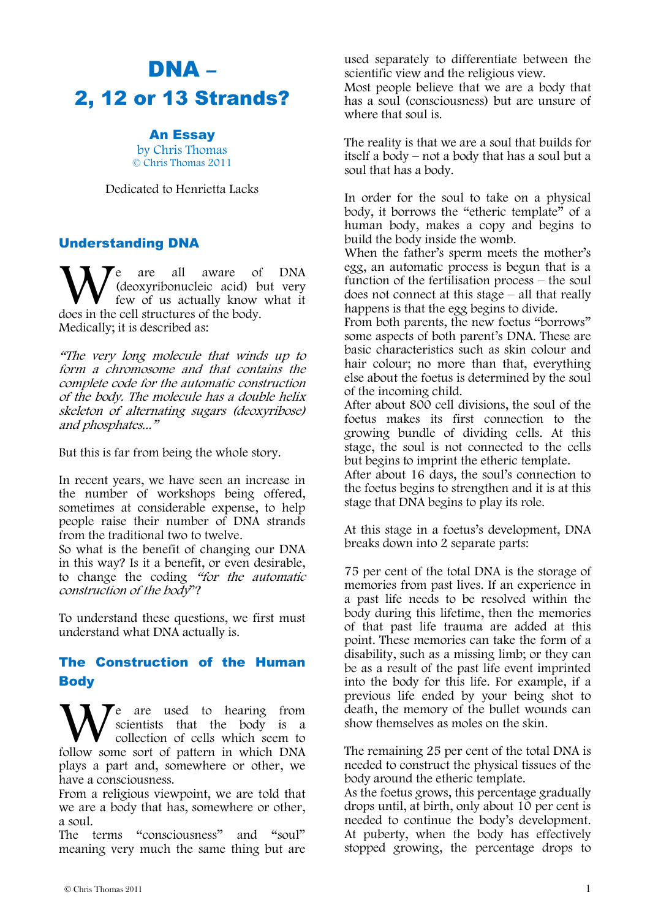# DNA – 2, 12 or 13 Strands?

## An Essay

by Chris Thomas
© Chris Thomas 2011

Dedicated to Henrietta Lacks

## Understanding DNA

We are all aware of DNA (deoxyribonucleic acid) but very few of us actually know what it does in the cell structures of the body.
Medically; it is described as:

*"The very long molecule that winds up to form a chromosome and that contains the complete code for the automatic construction of the body. The molecule has a double helix skeleton of alternating sugars (deoxyribose) and phosphates..."*

But this is far from being the whole story.

In recent years, we have seen an increase in the number of workshops being offered, sometimes at considerable expense, to help people raise their number of DNA strands from the traditional two to twelve.
So what is the benefit of changing our DNA in this way? Is it a benefit, or even desirable, to change the coding *"for the automatic construction of the body"*?

To understand these questions, we first must understand what DNA actually is.

## The Construction of the Human Body

We are used to hearing from scientists that the body is a collection of cells which seem to follow some sort of pattern in which DNA plays a part and, somewhere or other, we have a consciousness.
From a religious viewpoint, we are told that we are a body that has, somewhere or other, a soul.
The terms "consciousness" and "soul" meaning very much the same thing but are used separately to differentiate between the scientific view and the religious view.
Most people believe that we are a body that has a soul (consciousness) but are unsure of where that soul is.

The reality is that we are a soul that builds for itself a body – not a body that has a soul but a soul that has a body.

In order for the soul to take on a physical body, it borrows the "etheric template" of a human body, makes a copy and begins to build the body inside the womb.
When the father's sperm meets the mother's egg, an automatic process is begun that is a function of the fertilisation process – the soul does not connect at this stage – all that really happens is that the egg begins to divide.
From both parents, the new foetus "borrows" some aspects of both parent's DNA. These are basic characteristics such as skin colour and hair colour; no more than that, everything else about the foetus is determined by the soul of the incoming child.
After about 800 cell divisions, the soul of the foetus makes its first connection to the growing bundle of dividing cells. At this stage, the soul is not connected to the cells but begins to imprint the etheric template.
After about 16 days, the soul's connection to the foetus begins to strengthen and it is at this stage that DNA begins to play its role.

At this stage in a foetus's development, DNA breaks down into 2 separate parts:

75 per cent of the total DNA is the storage of memories from past lives. If an experience in a past life needs to be resolved within the body during this lifetime, then the memories of that past life trauma are added at this point. These memories can take the form of a disability, such as a missing limb; or they can be as a result of the past life event imprinted into the body for this life. For example, if a previous life ended by your being shot to death, the memory of the bullet wounds can show themselves as moles on the skin.

The remaining 25 per cent of the total DNA is needed to construct the physical tissues of the body around the etheric template.
As the foetus grows, this percentage gradually drops until, at birth, only about 10 per cent is needed to continue the body's development.
At puberty, when the body has effectively stopped growing, the percentage drops to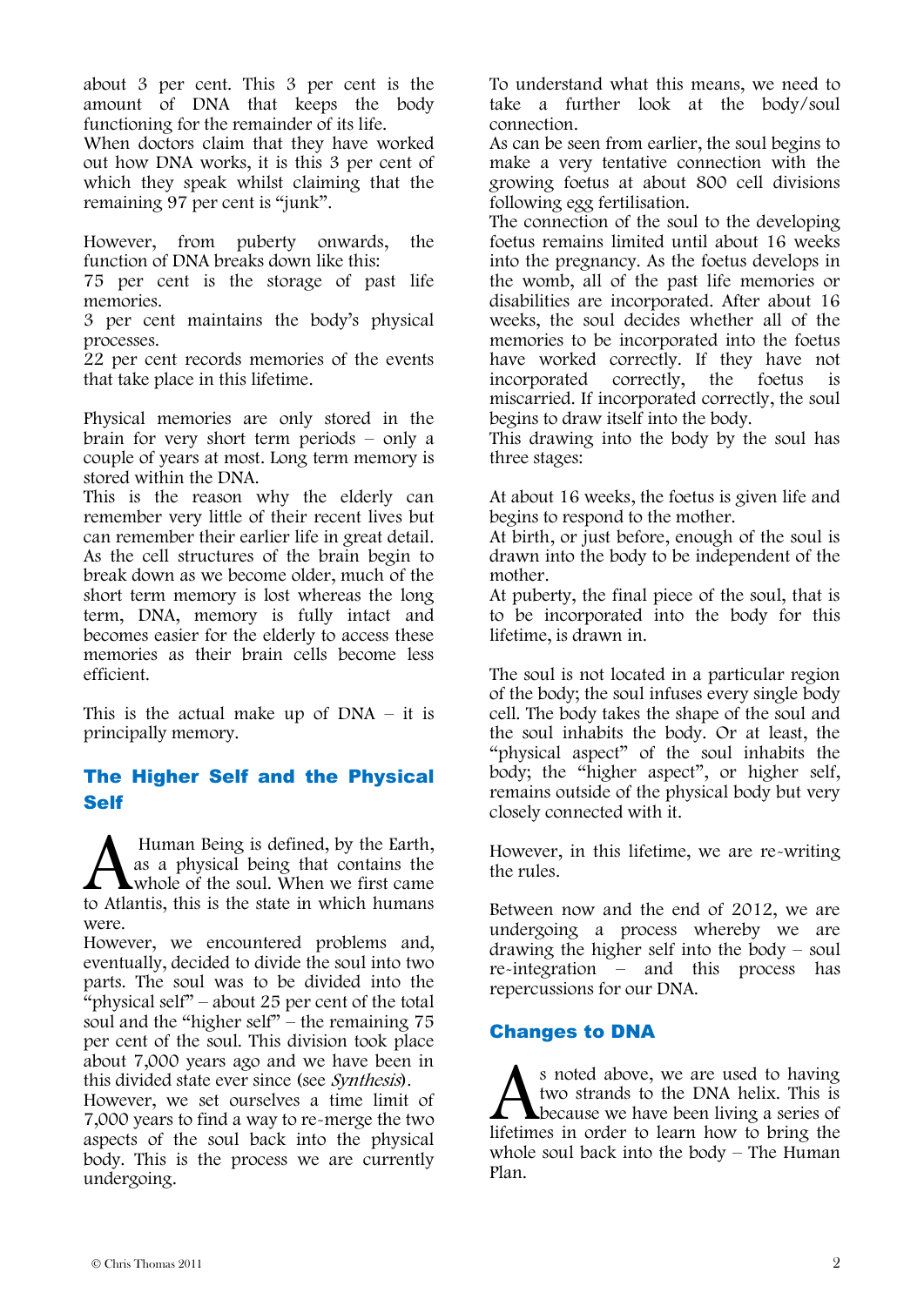about 3 per cent. This 3 per cent is the amount of DNA that keeps the body functioning for the remainder of its life.
When doctors claim that they have worked out how DNA works, it is this 3 per cent of which they speak whilst claiming that the remaining 97 per cent is "junk".

However, from puberty onwards, the function of DNA breaks down like this:
75 per cent is the storage of past life memories.
3 per cent maintains the body's physical processes.
22 per cent records memories of the events that take place in this lifetime.

Physical memories are only stored in the brain for very short term periods – only a couple of years at most. Long term memory is stored within the DNA.
This is the reason why the elderly can remember very little of their recent lives but can remember their earlier life in great detail. As the cell structures of the brain begin to break down as we become older, much of the short term memory is lost whereas the long term, DNA, memory is fully intact and becomes easier for the elderly to access these memories as their brain cells become less efficient.

This is the actual make up of DNA – it is principally memory.

## The Higher Self and the Physical Self

A Human Being is defined, by the Earth, as a physical being that contains the whole of the soul. When we first came to Atlantis, this is the state in which humans were.
However, we encountered problems and, eventually, decided to divide the soul into two parts. The soul was to be divided into the "physical self" – about 25 per cent of the total soul and the "higher self" – the remaining 75 per cent of the soul. This division took place about 7,000 years ago and we have been in this divided state ever since (see *Synthesis*).
However, we set ourselves a time limit of 7,000 years to find a way to re-merge the two aspects of the soul back into the physical body. This is the process we are currently undergoing.

To understand what this means, we need to take a further look at the body/soul connection.
As can be seen from earlier, the soul begins to make a very tentative connection with the growing foetus at about 800 cell divisions following egg fertilisation.
The connection of the soul to the developing foetus remains limited until about 16 weeks into the pregnancy. As the foetus develops in the womb, all of the past life memories or disabilities are incorporated. After about 16 weeks, the soul decides whether all of the memories to be incorporated into the foetus have worked correctly. If they have not incorporated correctly, the foetus is miscarried. If incorporated correctly, the soul begins to draw itself into the body.
This drawing into the body by the soul has three stages:

At about 16 weeks, the foetus is given life and begins to respond to the mother.
At birth, or just before, enough of the soul is drawn into the body to be independent of the mother.
At puberty, the final piece of the soul, that is to be incorporated into the body for this lifetime, is drawn in.

The soul is not located in a particular region of the body; the soul infuses every single body cell. The body takes the shape of the soul and the soul inhabits the body. Or at least, the "physical aspect" of the soul inhabits the body; the "higher aspect", or higher self, remains outside of the physical body but very closely connected with it.

However, in this lifetime, we are re-writing the rules.

Between now and the end of 2012, we are undergoing a process whereby we are drawing the higher self into the body – soul re-integration – and this process has repercussions for our DNA.

## Changes to DNA

As noted above, we are used to having two strands to the DNA helix. This is because we have been living a series of lifetimes in order to learn how to bring the whole soul back into the body – The Human Plan.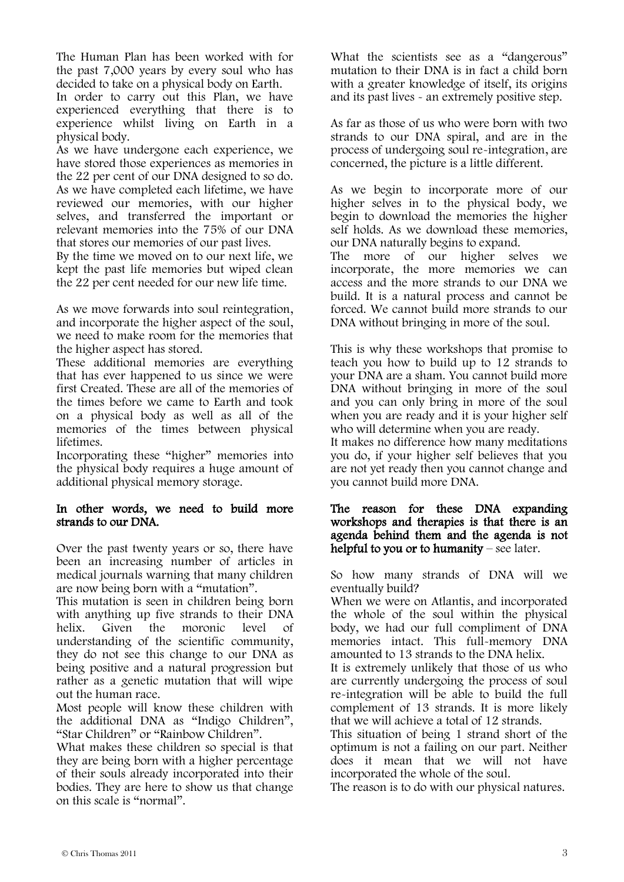The Human Plan has been worked with for the past 7,000 years by every soul who has decided to take on a physical body on Earth.
In order to carry out this Plan, we have experienced everything that there is to experience whilst living on Earth in a physical body.
As we have undergone each experience, we have stored those experiences as memories in the 22 per cent of our DNA designed to so do.
As we have completed each lifetime, we have reviewed our memories, with our higher selves, and transferred the important or relevant memories into the 75% of our DNA that stores our memories of our past lives.
By the time we moved on to our next life, we kept the past life memories but wiped clean the 22 per cent needed for our new life time.

As we move forwards into soul reintegration, and incorporate the higher aspect of the soul, we need to make room for the memories that the higher aspect has stored.
These additional memories are everything that has ever happened to us since we were first Created. These are all of the memories of the times before we came to Earth and took on a physical body as well as all of the memories of the times between physical lifetimes.
Incorporating these "higher" memories into the physical body requires a huge amount of additional physical memory storage.

**In other words, we need to build more strands to our DNA.**

Over the past twenty years or so, there have been an increasing number of articles in medical journals warning that many children are now being born with a "mutation".
This mutation is seen in children being born with anything up five strands to their DNA helix. Given the moronic level of understanding of the scientific community, they do not see this change to our DNA as being positive and a natural progression but rather as a genetic mutation that will wipe out the human race.
Most people will know these children with the additional DNA as "Indigo Children", "Star Children" or "Rainbow Children".
What makes these children so special is that they are being born with a higher percentage of their souls already incorporated into their bodies. They are here to show us that change on this scale is "normal".

What the scientists see as a "dangerous" mutation to their DNA is in fact a child born with a greater knowledge of itself, its origins and its past lives - an extremely positive step.

As far as those of us who were born with two strands to our DNA spiral, and are in the process of undergoing soul re-integration, are concerned, the picture is a little different.

As we begin to incorporate more of our higher selves in to the physical body, we begin to download the memories the higher self holds. As we download these memories, our DNA naturally begins to expand.
The more of our higher selves we incorporate, the more memories we can access and the more strands to our DNA we build. It is a natural process and cannot be forced. We cannot build more strands to our DNA without bringing in more of the soul.

This is why these workshops that promise to teach you how to build up to 12 strands to your DNA are a sham. You cannot build more DNA without bringing in more of the soul and you can only bring in more of the soul when you are ready and it is your higher self who will determine when you are ready.
It makes no difference how many meditations you do, if your higher self believes that you are not yet ready then you cannot change and you cannot build more DNA.

**The reason for these DNA expanding workshops and therapies is that there is an agenda behind them and the agenda is not helpful to you or to humanity** – see later.

So how many strands of DNA will we eventually build?
When we were on Atlantis, and incorporated the whole of the soul within the physical body, we had our full compliment of DNA memories intact. This full-memory DNA amounted to 13 strands to the DNA helix.
It is extremely unlikely that those of us who are currently undergoing the process of soul re-integration will be able to build the full complement of 13 strands. It is more likely that we will achieve a total of 12 strands.
This situation of being 1 strand short of the optimum is not a failing on our part. Neither does it mean that we will not have incorporated the whole of the soul.
The reason is to do with our physical natures.

© Chris Thomas 2011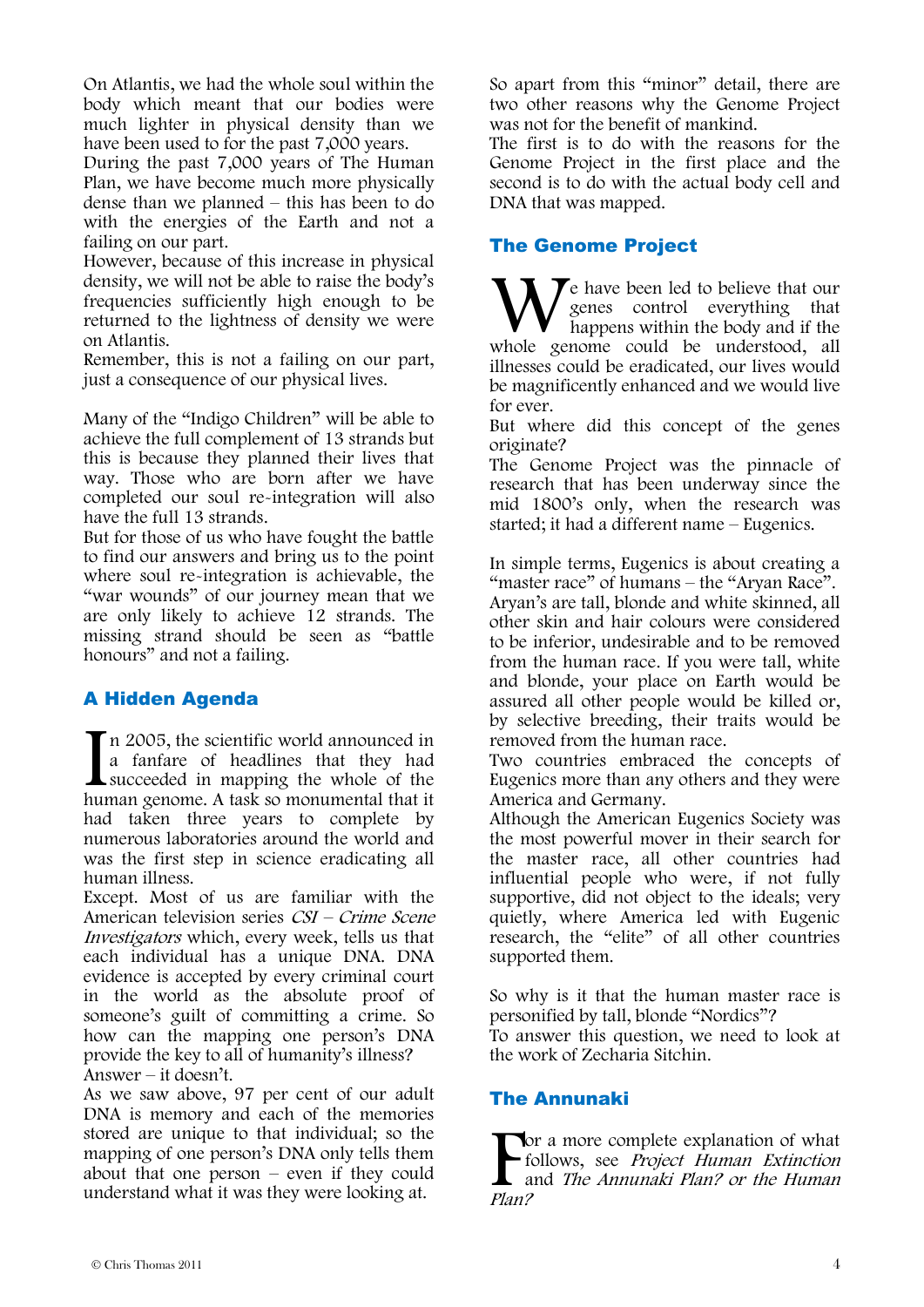On Atlantis, we had the whole soul within the body which meant that our bodies were much lighter in physical density than we have been used to for the past 7,000 years.
During the past 7,000 years of The Human Plan, we have become much more physically dense than we planned – this has been to do with the energies of the Earth and not a failing on our part.
However, because of this increase in physical density, we will not be able to raise the body's frequencies sufficiently high enough to be returned to the lightness of density we were on Atlantis.
Remember, this is not a failing on our part, just a consequence of our physical lives.

Many of the "Indigo Children" will be able to achieve the full complement of 13 strands but this is because they planned their lives that way. Those who are born after we have completed our soul re-integration will also have the full 13 strands.
But for those of us who have fought the battle to find our answers and bring us to the point where soul re-integration is achievable, the "war wounds" of our journey mean that we are only likely to achieve 12 strands. The missing strand should be seen as "battle honours" and not a failing.

## A Hidden Agenda

In 2005, the scientific world announced in a fanfare of headlines that they had succeeded in mapping the whole of the human genome. A task so monumental that it had taken three years to complete by numerous laboratories around the world and was the first step in science eradicating all human illness.
Except. Most of us are familiar with the American television series *CSI – Crime Scene Investigators* which, every week, tells us that each individual has a unique DNA. DNA evidence is accepted by every criminal court in the world as the absolute proof of someone's guilt of committing a crime. So how can the mapping one person's DNA provide the key to all of humanity's illness?
Answer – it doesn't.
As we saw above, 97 per cent of our adult DNA is memory and each of the memories stored are unique to that individual; so the mapping of one person's DNA only tells them about that one person – even if they could understand what it was they were looking at.

So apart from this "minor" detail, there are two other reasons why the Genome Project was not for the benefit of mankind.
The first is to do with the reasons for the Genome Project in the first place and the second is to do with the actual body cell and DNA that was mapped.

## The Genome Project

We have been led to believe that our genes control everything that happens within the body and if the whole genome could be understood, all illnesses could be eradicated, our lives would be magnificently enhanced and we would live for ever.
But where did this concept of the genes originate?
The Genome Project was the pinnacle of research that has been underway since the mid 1800's only, when the research was started; it had a different name – Eugenics.

In simple terms, Eugenics is about creating a "master race" of humans – the "Aryan Race". Aryan's are tall, blonde and white skinned, all other skin and hair colours were considered to be inferior, undesirable and to be removed from the human race. If you were tall, white and blonde, your place on Earth would be assured all other people would be killed or, by selective breeding, their traits would be removed from the human race.
Two countries embraced the concepts of Eugenics more than any others and they were America and Germany.
Although the American Eugenics Society was the most powerful mover in their search for the master race, all other countries had influential people who were, if not fully supportive, did not object to the ideals; very quietly, where America led with Eugenic research, the "elite" of all other countries supported them.

So why is it that the human master race is personified by tall, blonde "Nordics"?
To answer this question, we need to look at the work of Zecharia Sitchin.

## The Annunaki

For a more complete explanation of what follows, see *Project Human Extinction* and *The Annunaki Plan? or the Human Plan?*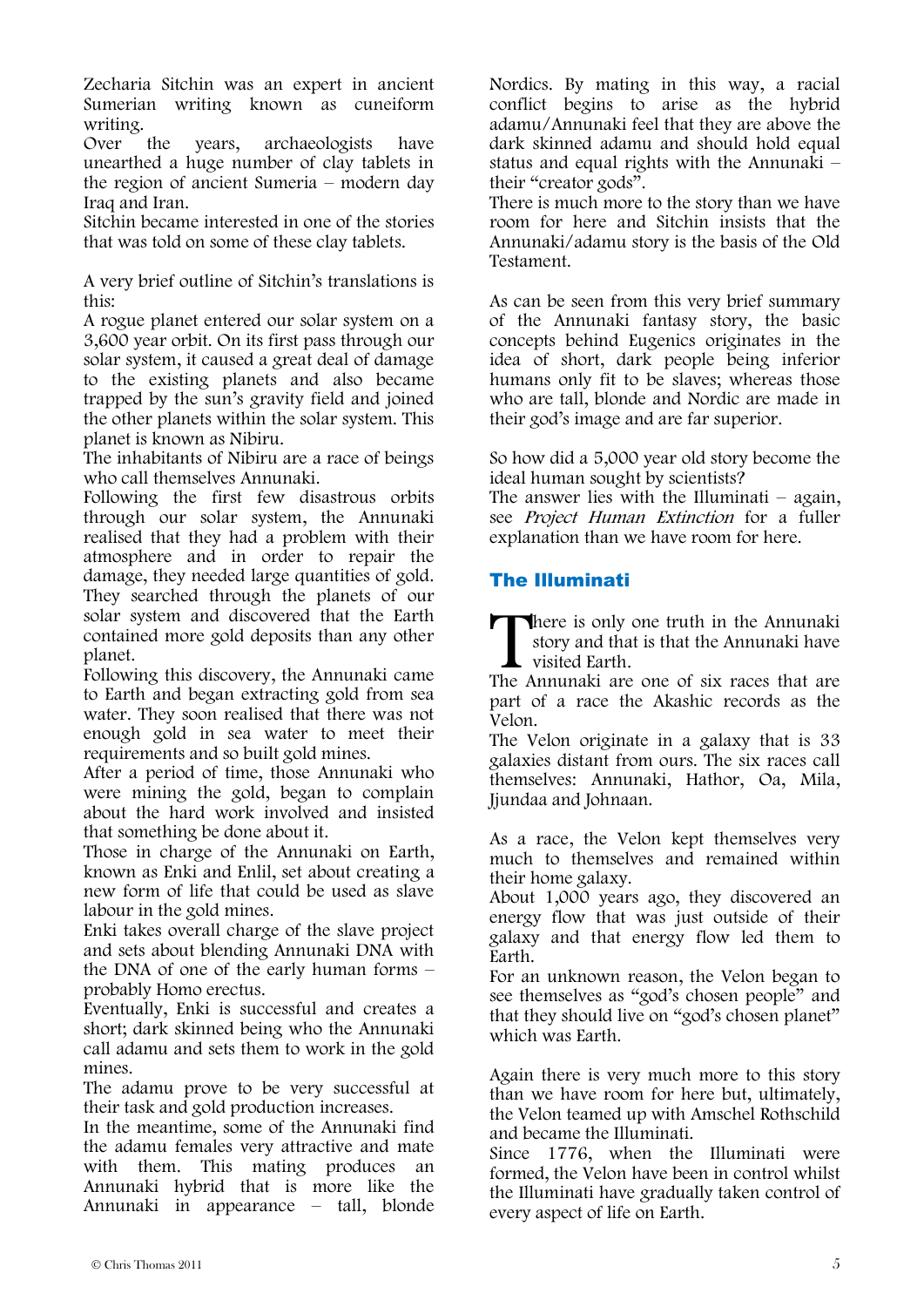Zecharia Sitchin was an expert in ancient Sumerian writing known as cuneiform writing.

Over the years, archaeologists have unearthed a huge number of clay tablets in the region of ancient Sumeria – modern day Iraq and Iran.

Sitchin became interested in one of the stories that was told on some of these clay tablets.

A very brief outline of Sitchin's translations is this:

A rogue planet entered our solar system on a 3,600 year orbit. On its first pass through our solar system, it caused a great deal of damage to the existing planets and also became trapped by the sun's gravity field and joined the other planets within the solar system. This planet is known as Nibiru.

The inhabitants of Nibiru are a race of beings who call themselves Annunaki.

Following the first few disastrous orbits through our solar system, the Annunaki realised that they had a problem with their atmosphere and in order to repair the damage, they needed large quantities of gold. They searched through the planets of our solar system and discovered that the Earth contained more gold deposits than any other planet.

Following this discovery, the Annunaki came to Earth and began extracting gold from sea water. They soon realised that there was not enough gold in sea water to meet their requirements and so built gold mines.

After a period of time, those Annunaki who were mining the gold, began to complain about the hard work involved and insisted that something be done about it.

Those in charge of the Annunaki on Earth, known as Enki and Enlil, set about creating a new form of life that could be used as slave labour in the gold mines.

Enki takes overall charge of the slave project and sets about blending Annunaki DNA with the DNA of one of the early human forms – probably Homo erectus.

Eventually, Enki is successful and creates a short; dark skinned being who the Annunaki call adamu and sets them to work in the gold mines.

The adamu prove to be very successful at their task and gold production increases.

In the meantime, some of the Annunaki find the adamu females very attractive and mate with them. This mating produces an Annunaki hybrid that is more like the Annunaki in appearance – tall, blonde Nordics. By mating in this way, a racial conflict begins to arise as the hybrid adamu/Annunaki feel that they are above the dark skinned adamu and should hold equal status and equal rights with the Annunaki – their "creator gods".

There is much more to the story than we have room for here and Sitchin insists that the Annunaki/adamu story is the basis of the Old Testament.

As can be seen from this very brief summary of the Annunaki fantasy story, the basic concepts behind Eugenics originates in the idea of short, dark people being inferior humans only fit to be slaves; whereas those who are tall, blonde and Nordic are made in their god's image and are far superior.

So how did a 5,000 year old story become the ideal human sought by scientists?

The answer lies with the Illuminati – again, see *Project Human Extinction* for a fuller explanation than we have room for here.

## The Illuminati

There is only one truth in the Annunaki story and that is that the Annunaki have visited Earth.

The Annunaki are one of six races that are part of a race the Akashic records as the Velon.

The Velon originate in a galaxy that is 33 galaxies distant from ours. The six races call themselves: Annunaki, Hathor, Oa, Mila, Jjundaa and Johnaan.

As a race, the Velon kept themselves very much to themselves and remained within their home galaxy.

About 1,000 years ago, they discovered an energy flow that was just outside of their galaxy and that energy flow led them to Earth.

For an unknown reason, the Velon began to see themselves as "god's chosen people" and that they should live on "god's chosen planet" which was Earth.

Again there is very much more to this story than we have room for here but, ultimately, the Velon teamed up with Amschel Rothschild and became the Illuminati.

Since 1776, when the Illuminati were formed, the Velon have been in control whilst the Illuminati have gradually taken control of every aspect of life on Earth.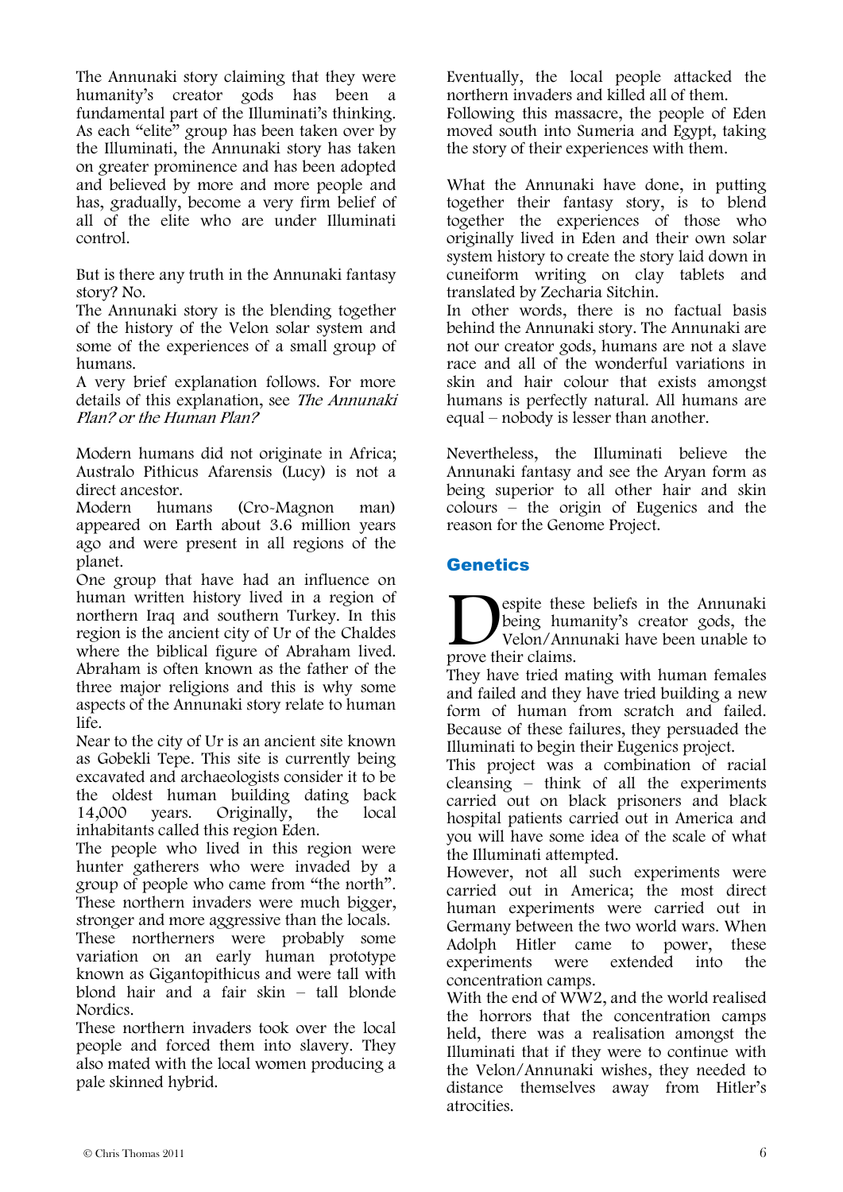The Annunaki story claiming that they were humanity's creator gods has been a fundamental part of the Illuminati's thinking. As each "elite" group has been taken over by the Illuminati, the Annunaki story has taken on greater prominence and has been adopted and believed by more and more people and has, gradually, become a very firm belief of all of the elite who are under Illuminati control.

But is there any truth in the Annunaki fantasy story? No.

The Annunaki story is the blending together of the history of the Velon solar system and some of the experiences of a small group of humans.

A very brief explanation follows. For more details of this explanation, see *The Annunaki Plan? or the Human Plan?*

Modern humans did not originate in Africa; Australo Pithicus Afarensis (Lucy) is not a direct ancestor.

Modern humans (Cro-Magnon man) appeared on Earth about 3.6 million years ago and were present in all regions of the planet.

One group that have had an influence on human written history lived in a region of northern Iraq and southern Turkey. In this region is the ancient city of Ur of the Chaldes where the biblical figure of Abraham lived. Abraham is often known as the father of the three major religions and this is why some aspects of the Annunaki story relate to human life.

Near to the city of Ur is an ancient site known as Gobekli Tepe. This site is currently being excavated and archaeologists consider it to be the oldest human building dating back 14,000 years. Originally, the local inhabitants called this region Eden.

The people who lived in this region were hunter gatherers who were invaded by a group of people who came from "the north". These northern invaders were much bigger, stronger and more aggressive than the locals. These northerners were probably some variation on an early human prototype known as Gigantopithicus and were tall with blond hair and a fair skin – tall blonde Nordics.

These northern invaders took over the local people and forced them into slavery. They also mated with the local women producing a pale skinned hybrid.

Eventually, the local people attacked the northern invaders and killed all of them.

Following this massacre, the people of Eden moved south into Sumeria and Egypt, taking the story of their experiences with them.

What the Annunaki have done, in putting together their fantasy story, is to blend together the experiences of those who originally lived in Eden and their own solar system history to create the story laid down in cuneiform writing on clay tablets and translated by Zecharia Sitchin.

In other words, there is no factual basis behind the Annunaki story. The Annunaki are not our creator gods, humans are not a slave race and all of the wonderful variations in skin and hair colour that exists amongst humans is perfectly natural. All humans are equal – nobody is lesser than another.

Nevertheless, the Illuminati believe the Annunaki fantasy and see the Aryan form as being superior to all other hair and skin colours – the origin of Eugenics and the reason for the Genome Project.

## Genetics

Despite these beliefs in the Annunaki being humanity's creator gods, the Velon/Annunaki have been unable to prove their claims.

They have tried mating with human females and failed and they have tried building a new form of human from scratch and failed. Because of these failures, they persuaded the Illuminati to begin their Eugenics project.

This project was a combination of racial cleansing – think of all the experiments carried out on black prisoners and black hospital patients carried out in America and you will have some idea of the scale of what the Illuminati attempted.

However, not all such experiments were carried out in America; the most direct human experiments were carried out in Germany between the two world wars. When Adolph Hitler came to power, these experiments were extended into the concentration camps.

With the end of WW2, and the world realised the horrors that the concentration camps held, there was a realisation amongst the Illuminati that if they were to continue with the Velon/Annunaki wishes, they needed to distance themselves away from Hitler's atrocities.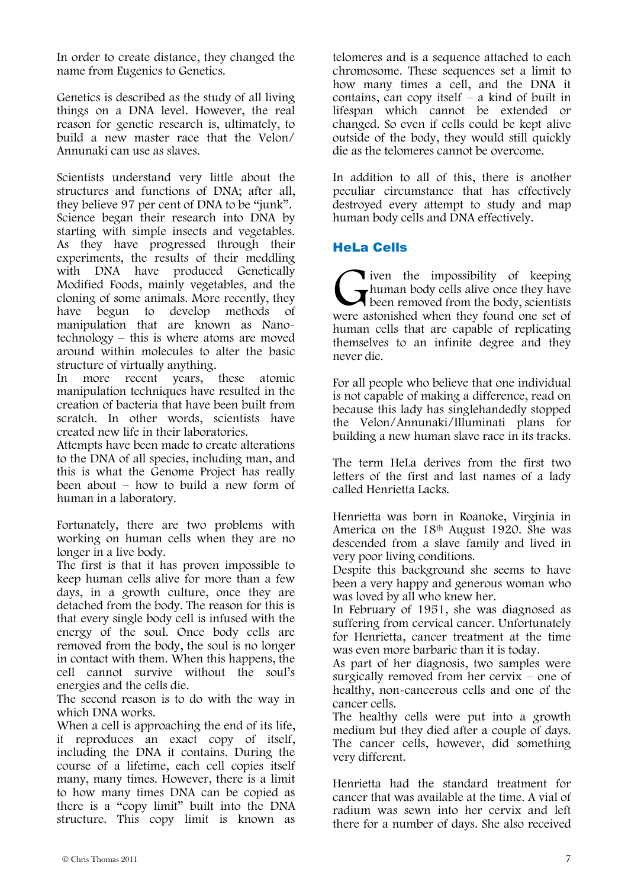In order to create distance, they changed the name from Eugenics to Genetics.

Genetics is described as the study of all living things on a DNA level. However, the real reason for genetic research is, ultimately, to build a new master race that the Velon/ Annunaki can use as slaves.

Scientists understand very little about the structures and functions of DNA; after all, they believe 97 per cent of DNA to be "junk". Science began their research into DNA by starting with simple insects and vegetables. As they have progressed through their experiments, the results of their meddling with DNA have produced Genetically Modified Foods, mainly vegetables, and the cloning of some animals. More recently, they have begun to develop methods of manipulation that are known as Nano-technology – this is where atoms are moved around within molecules to alter the basic structure of virtually anything.
In more recent years, these atomic manipulation techniques have resulted in the creation of bacteria that have been built from scratch. In other words, scientists have created new life in their laboratories.
Attempts have been made to create alterations to the DNA of all species, including man, and this is what the Genome Project has really been about – how to build a new form of human in a laboratory.

Fortunately, there are two problems with working on human cells when they are no longer in a live body.
The first is that it has proven impossible to keep human cells alive for more than a few days, in a growth culture, once they are detached from the body. The reason for this is that every single body cell is infused with the energy of the soul. Once body cells are removed from the body, the soul is no longer in contact with them. When this happens, the cell cannot survive without the soul's energies and the cells die.
The second reason is to do with the way in which DNA works.
When a cell is approaching the end of its life, it reproduces an exact copy of itself, including the DNA it contains. During the course of a lifetime, each cell copies itself many, many times. However, there is a limit to how many times DNA can be copied as there is a "copy limit" built into the DNA structure. This copy limit is known as telomeres and is a sequence attached to each chromosome. These sequences set a limit to how many times a cell, and the DNA it contains, can copy itself – a kind of built in lifespan which cannot be extended or changed. So even if cells could be kept alive outside of the body, they would still quickly die as the telomeres cannot be overcome.

In addition to all of this, there is another peculiar circumstance that has effectively destroyed every attempt to study and map human body cells and DNA effectively.

## HeLa Cells

Given the impossibility of keeping human body cells alive once they have been removed from the body, scientists were astonished when they found one set of human cells that are capable of replicating themselves to an infinite degree and they never die.

For all people who believe that one individual is not capable of making a difference, read on because this lady has singlehandedly stopped the Velon/Annunaki/Illuminati plans for building a new human slave race in its tracks.

The term HeLa derives from the first two letters of the first and last names of a lady called Henrietta Lacks.

Henrietta was born in Roanoke, Virginia in America on the 18th August 1920. She was descended from a slave family and lived in very poor living conditions.
Despite this background she seems to have been a very happy and generous woman who was loved by all who knew her.
In February of 1951, she was diagnosed as suffering from cervical cancer. Unfortunately for Henrietta, cancer treatment at the time was even more barbaric than it is today.
As part of her diagnosis, two samples were surgically removed from her cervix – one of healthy, non-cancerous cells and one of the cancer cells.
The healthy cells were put into a growth medium but they died after a couple of days. The cancer cells, however, did something very different.

Henrietta had the standard treatment for cancer that was available at the time. A vial of radium was sewn into her cervix and left there for a number of days. She also received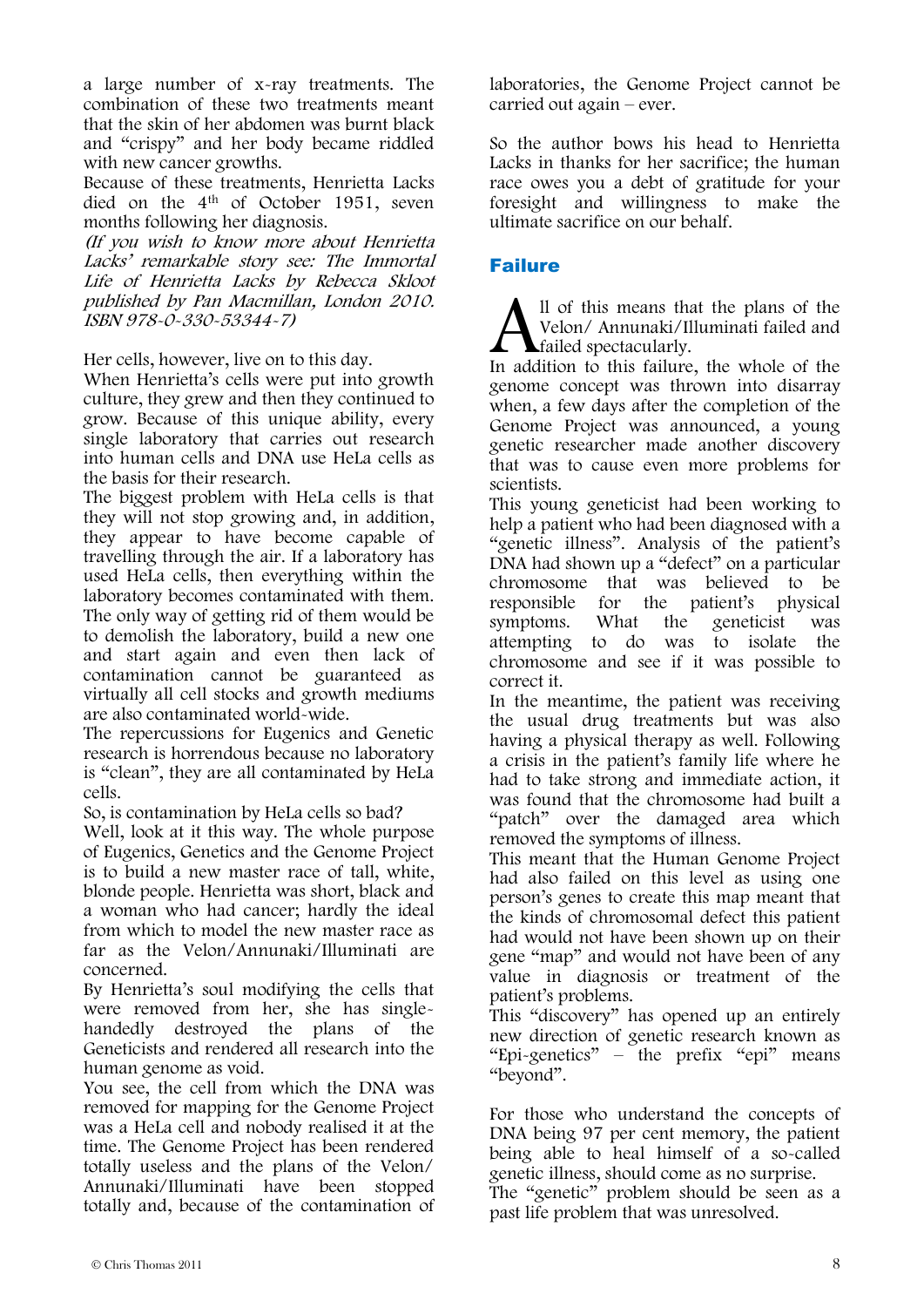a large number of x-ray treatments. The combination of these two treatments meant that the skin of her abdomen was burnt black and "crispy" and her body became riddled with new cancer growths.

Because of these treatments, Henrietta Lacks died on the 4th of October 1951, seven months following her diagnosis.

*(If you wish to know more about Henrietta Lacks' remarkable story see: The Immortal Life of Henrietta Lacks by Rebecca Skloot published by Pan Macmillan, London 2010. ISBN 978-0-330-53344-7)*

Her cells, however, live on to this day.

When Henrietta's cells were put into growth culture, they grew and then they continued to grow. Because of this unique ability, every single laboratory that carries out research into human cells and DNA use HeLa cells as the basis for their research.

The biggest problem with HeLa cells is that they will not stop growing and, in addition, they appear to have become capable of travelling through the air. If a laboratory has used HeLa cells, then everything within the laboratory becomes contaminated with them. The only way of getting rid of them would be to demolish the laboratory, build a new one and start again and even then lack of contamination cannot be guaranteed as virtually all cell stocks and growth mediums are also contaminated world-wide.

The repercussions for Eugenics and Genetic research is horrendous because no laboratory is "clean", they are all contaminated by HeLa cells.

So, is contamination by HeLa cells so bad?

Well, look at it this way. The whole purpose of Eugenics, Genetics and the Genome Project is to build a new master race of tall, white, blonde people. Henrietta was short, black and a woman who had cancer; hardly the ideal from which to model the new master race as far as the Velon/Annunaki/Illuminati are concerned.

By Henrietta's soul modifying the cells that were removed from her, she has single-handedly destroyed the plans of the Geneticists and rendered all research into the human genome as void.

You see, the cell from which the DNA was removed for mapping for the Genome Project was a HeLa cell and nobody realised it at the time. The Genome Project has been rendered totally useless and the plans of the Velon/ Annunaki/Illuminati have been stopped totally and, because of the contamination of laboratories, the Genome Project cannot be carried out again – ever.

So the author bows his head to Henrietta Lacks in thanks for her sacrifice; the human race owes you a debt of gratitude for your foresight and willingness to make the ultimate sacrifice on our behalf.

## Failure

All of this means that the plans of the Velon/ Annunaki/Illuminati failed and failed spectacularly.

In addition to this failure, the whole of the genome concept was thrown into disarray when, a few days after the completion of the Genome Project was announced, a young genetic researcher made another discovery that was to cause even more problems for scientists.

This young geneticist had been working to help a patient who had been diagnosed with a "genetic illness". Analysis of the patient's DNA had shown up a "defect" on a particular chromosome that was believed to be responsible for the patient's physical symptoms. What the geneticist was attempting to do was to isolate the chromosome and see if it was possible to correct it.

In the meantime, the patient was receiving the usual drug treatments but was also having a physical therapy as well. Following a crisis in the patient's family life where he had to take strong and immediate action, it was found that the chromosome had built a "patch" over the damaged area which removed the symptoms of illness.

This meant that the Human Genome Project had also failed on this level as using one person's genes to create this map meant that the kinds of chromosomal defect this patient had would not have been shown up on their gene "map" and would not have been of any value in diagnosis or treatment of the patient's problems.

This "discovery" has opened up an entirely new direction of genetic research known as "Epi-genetics" – the prefix "epi" means "beyond".

For those who understand the concepts of DNA being 97 per cent memory, the patient being able to heal himself of a so-called genetic illness, should come as no surprise.

The "genetic" problem should be seen as a past life problem that was unresolved.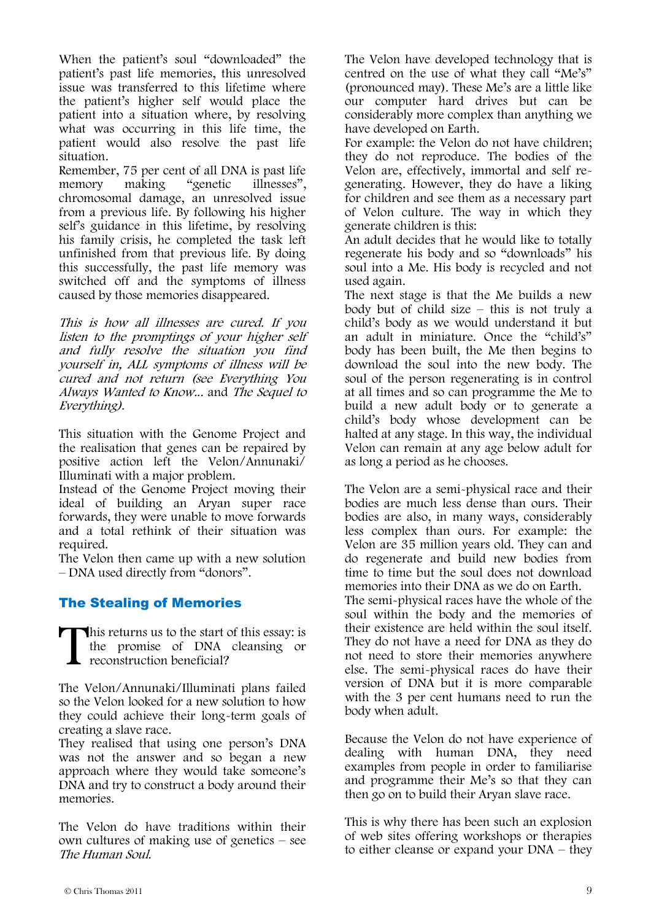When the patient's soul "downloaded" the patient's past life memories, this unresolved issue was transferred to this lifetime where the patient's higher self would place the patient into a situation where, by resolving what was occurring in this life time, the patient would also resolve the past life situation.

Remember, 75 per cent of all DNA is past life memory making "genetic illnesses", chromosomal damage, an unresolved issue from a previous life. By following his higher self's guidance in this lifetime, by resolving his family crisis, he completed the task left unfinished from that previous life. By doing this successfully, the past life memory was switched off and the symptoms of illness caused by those memories disappeared.

*This is how all illnesses are cured. If you listen to the promptings of your higher self and fully resolve the situation you find yourself in, ALL symptoms of illness will be cured and not return (see Everything You Always Wanted to Know...* and *The Sequel to Everything).*

This situation with the Genome Project and the realisation that genes can be repaired by positive action left the Velon/Annunaki/Illuminati with a major problem.

Instead of the Genome Project moving their ideal of building an Aryan super race forwards, they were unable to move forwards and a total rethink of their situation was required.

The Velon then came up with a new solution – DNA used directly from "donors".

## The Stealing of Memories

This returns us to the start of this essay: is the promise of DNA cleansing or reconstruction beneficial?

The Velon/Annunaki/Illuminati plans failed so the Velon looked for a new solution to how they could achieve their long-term goals of creating a slave race.

They realised that using one person's DNA was not the answer and so began a new approach where they would take someone's DNA and try to construct a body around their memories.

The Velon do have traditions within their own cultures of making use of genetics – see *The Human Soul.*

The Velon have developed technology that is centred on the use of what they call "Me's" (pronounced may). These Me's are a little like our computer hard drives but can be considerably more complex than anything we have developed on Earth.

For example: the Velon do not have children; they do not reproduce. The bodies of the Velon are, effectively, immortal and self re-generating. However, they do have a liking for children and see them as a necessary part of Velon culture. The way in which they generate children is this:

An adult decides that he would like to totally regenerate his body and so "downloads" his soul into a Me. His body is recycled and not used again.

The next stage is that the Me builds a new body but of child size – this is not truly a child's body as we would understand it but an adult in miniature. Once the "child's" body has been built, the Me then begins to download the soul into the new body. The soul of the person regenerating is in control at all times and so can programme the Me to build a new adult body or to generate a child's body whose development can be halted at any stage. In this way, the individual Velon can remain at any age below adult for as long a period as he chooses.

The Velon are a semi-physical race and their bodies are much less dense than ours. Their bodies are also, in many ways, considerably less complex than ours. For example: the Velon are 35 million years old. They can and do regenerate and build new bodies from time to time but the soul does not download memories into their DNA as we do on Earth.

The semi-physical races have the whole of the soul within the body and the memories of their existence are held within the soul itself. They do not have a need for DNA as they do not need to store their memories anywhere else. The semi-physical races do have their version of DNA but it is more comparable with the 3 per cent humans need to run the body when adult.

Because the Velon do not have experience of dealing with human DNA, they need examples from people in order to familiarise and programme their Me's so that they can then go on to build their Aryan slave race.

This is why there has been such an explosion of web sites offering workshops or therapies to either cleanse or expand your DNA – they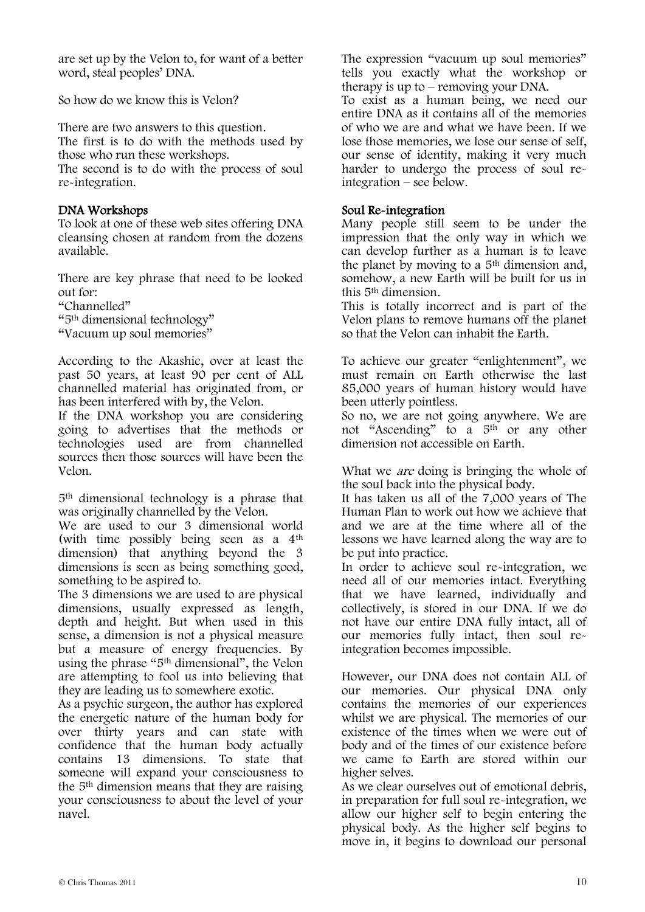are set up by the Velon to, for want of a better word, steal peoples' DNA.

So how do we know this is Velon?

There are two answers to this question.
The first is to do with the methods used by those who run these workshops.
The second is to do with the process of soul re-integration.

## DNA Workshops

To look at one of these web sites offering DNA cleansing chosen at random from the dozens available.

There are key phrase that need to be looked out for:
"Channelled"
"5th dimensional technology"
"Vacuum up soul memories"

According to the Akashic, over at least the past 50 years, at least 90 per cent of ALL channelled material has originated from, or has been interfered with by, the Velon.
If the DNA workshop you are considering going to advertises that the methods or technologies used are from channelled sources then those sources will have been the Velon.

5th dimensional technology is a phrase that was originally channelled by the Velon.
We are used to our 3 dimensional world (with time possibly being seen as a 4th dimension) that anything beyond the 3 dimensions is seen as being something good, something to be aspired to.
The 3 dimensions we are used to are physical dimensions, usually expressed as length, depth and height. But when used in this sense, a dimension is not a physical measure but a measure of energy frequencies. By using the phrase "5th dimensional", the Velon are attempting to fool us into believing that they are leading us to somewhere exotic.
As a psychic surgeon, the author has explored the energetic nature of the human body for over thirty years and can state with confidence that the human body actually contains 13 dimensions. To state that someone will expand your consciousness to the 5th dimension means that they are raising your consciousness to about the level of your navel.

The expression "vacuum up soul memories" tells you exactly what the workshop or therapy is up to – removing your DNA.
To exist as a human being, we need our entire DNA as it contains all of the memories of who we are and what we have been. If we lose those memories, we lose our sense of self, our sense of identity, making it very much harder to undergo the process of soul re-integration – see below.

## Soul Re-integration

Many people still seem to be under the impression that the only way in which we can develop further as a human is to leave the planet by moving to a 5th dimension and, somehow, a new Earth will be built for us in this 5th dimension.
This is totally incorrect and is part of the Velon plans to remove humans off the planet so that the Velon can inhabit the Earth.

To achieve our greater "enlightenment", we must remain on Earth otherwise the last 85,000 years of human history would have been utterly pointless.
So no, we are not going anywhere. We are not "Ascending" to a 5th or any other dimension not accessible on Earth.

What we *are* doing is bringing the whole of the soul back into the physical body.
It has taken us all of the 7,000 years of The Human Plan to work out how we achieve that and we are at the time where all of the lessons we have learned along the way are to be put into practice.
In order to achieve soul re-integration, we need all of our memories intact. Everything that we have learned, individually and collectively, is stored in our DNA. If we do not have our entire DNA fully intact, all of our memories fully intact, then soul re-integration becomes impossible.

However, our DNA does not contain ALL of our memories. Our physical DNA only contains the memories of our experiences whilst we are physical. The memories of our existence of the times when we were out of body and of the times of our existence before we came to Earth are stored within our higher selves.
As we clear ourselves out of emotional debris, in preparation for full soul re-integration, we allow our higher self to begin entering the physical body. As the higher self begins to move in, it begins to download our personal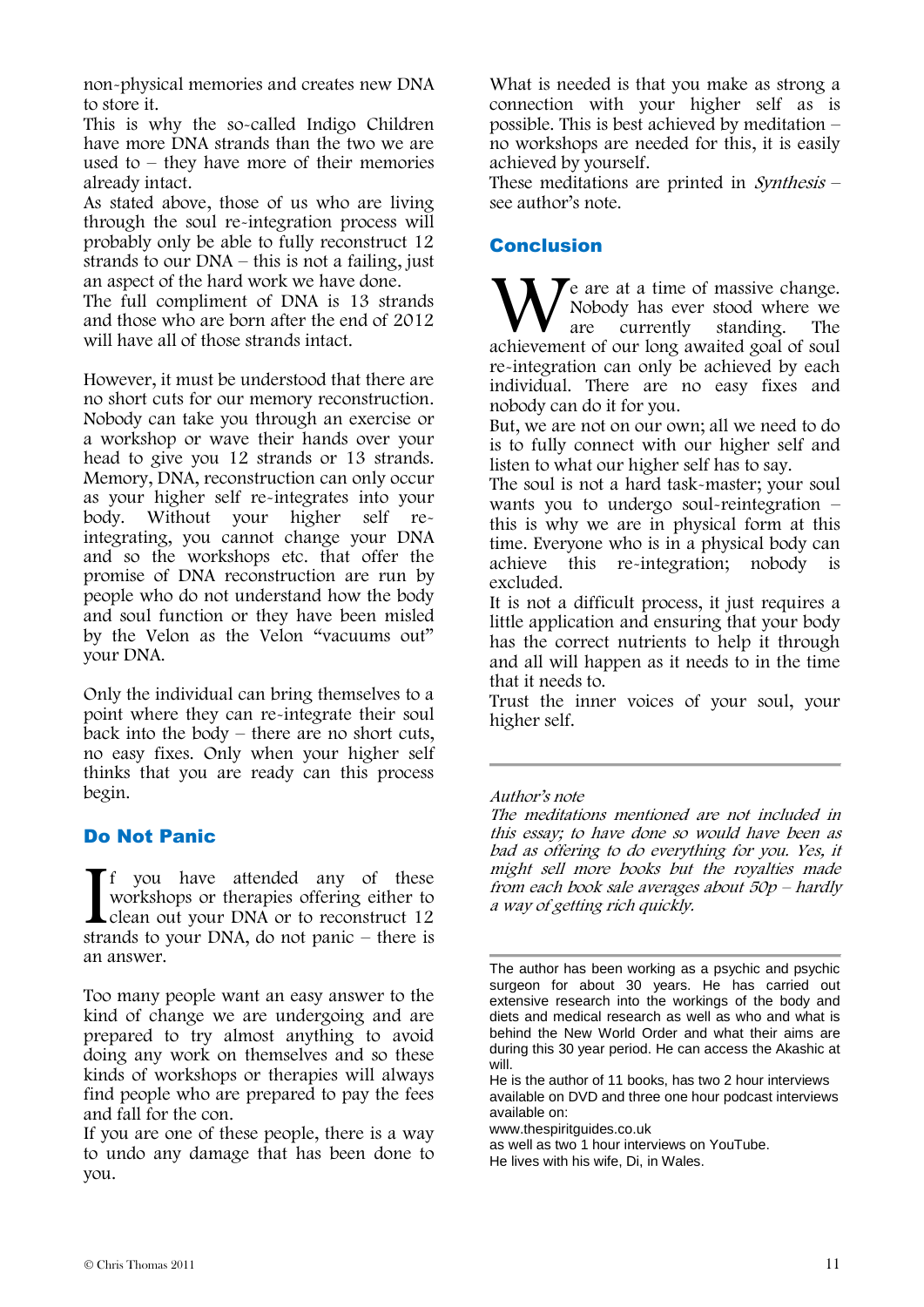non-physical memories and creates new DNA to store it.
This is why the so-called Indigo Children have more DNA strands than the two we are used to – they have more of their memories already intact.
As stated above, those of us who are living through the soul re-integration process will probably only be able to fully reconstruct 12 strands to our DNA – this is not a failing, just an aspect of the hard work we have done.
The full compliment of DNA is 13 strands and those who are born after the end of 2012 will have all of those strands intact.

However, it must be understood that there are no short cuts for our memory reconstruction. Nobody can take you through an exercise or a workshop or wave their hands over your head to give you 12 strands or 13 strands. Memory, DNA, reconstruction can only occur as your higher self re-integrates into your body. Without your higher self re-integrating, you cannot change your DNA and so the workshops etc. that offer the promise of DNA reconstruction are run by people who do not understand how the body and soul function or they have been misled by the Velon as the Velon "vacuums out" your DNA.

Only the individual can bring themselves to a point where they can re-integrate their soul back into the body – there are no short cuts, no easy fixes. Only when your higher self thinks that you are ready can this process begin.

## Do Not Panic

If you have attended any of these workshops or therapies offering either to clean out your DNA or to reconstruct 12 strands to your DNA, do not panic – there is an answer.

Too many people want an easy answer to the kind of change we are undergoing and are prepared to try almost anything to avoid doing any work on themselves and so these kinds of workshops or therapies will always find people who are prepared to pay the fees and fall for the con.
If you are one of these people, there is a way to undo any damage that has been done to you.

What is needed is that you make as strong a connection with your higher self as is possible. This is best achieved by meditation – no workshops are needed for this, it is easily achieved by yourself.
These meditations are printed in *Synthesis* – see author's note.

## Conclusion

We are at a time of massive change. Nobody has ever stood where we are currently standing. The achievement of our long awaited goal of soul re-integration can only be achieved by each individual. There are no easy fixes and nobody can do it for you.
But, we are not on our own; all we need to do is to fully connect with our higher self and listen to what our higher self has to say.
The soul is not a hard task-master; your soul wants you to undergo soul-reintegration – this is why we are in physical form at this time. Everyone who is in a physical body can achieve this re-integration; nobody is excluded.
It is not a difficult process, it just requires a little application and ensuring that your body has the correct nutrients to help it through and all will happen as it needs to in the time that it needs to.
Trust the inner voices of your soul, your higher self.

---

*Author's note*
*The meditations mentioned are not included in this essay; to have done so would have been as bad as offering to do everything for you. Yes, it might sell more books but the royalties made from each book sale averages about 50p – hardly a way of getting rich quickly.*

---

The author has been working as a psychic and psychic surgeon for about 30 years. He has carried out extensive research into the workings of the body and diets and medical research as well as who and what is behind the New World Order and what their aims are during this 30 year period. He can access the Akashic at will.
He is the author of 11 books, has two 2 hour interviews available on DVD and three one hour podcast interviews available on:
www.thespiritguides.co.uk
as well as two 1 hour interviews on YouTube.
He lives with his wife, Di, in Wales.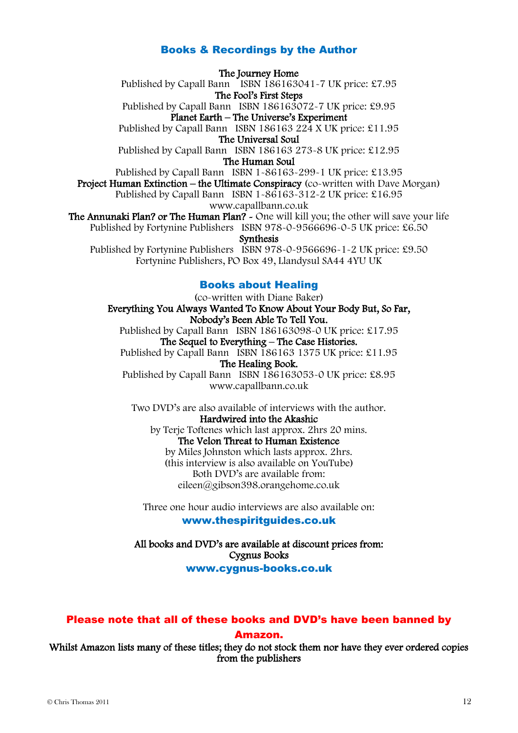## Books & Recordings by the Author

**The Journey Home**
Published by Capall Bann ISBN 186163041-7 UK price: £7.95
**The Fool's First Steps**
Published by Capall Bann ISBN 186163072-7 UK price: £9.95
**Planet Earth – The Universe's Experiment**
Published by Capall Bann ISBN 186163 224 X UK price: £11.95
**The Universal Soul**
Published by Capall Bann ISBN 186163 273-8 UK price: £12.95
**The Human Soul**
Published by Capall Bann ISBN 1-86163-299-1 UK price: £13.95
**Project Human Extinction – the Ultimate Conspiracy** (co-written with Dave Morgan)
Published by Capall Bann ISBN 1-86163-312-2 UK price: £16.95
www.capallbann.co.uk
**The Annunaki Plan? or The Human Plan? -** One will kill you; the other will save your life
Published by Fortynine Publishers ISBN 978-0-9566696-0-5 UK price: £6.50
**Synthesis**
Published by Fortynine Publishers ISBN 978-0-9566696-1-2 UK price: £9.50
Fortynine Publishers, PO Box 49, Llandysul SA44 4YU UK

## Books about Healing

(co-written with Diane Baker)
**Everything You Always Wanted To Know About Your Body But, So Far, Nobody's Been Able To Tell You.**
Published by Capall Bann ISBN 186163098-0 UK price: £17.95
**The Sequel to Everything – The Case Histories.**
Published by Capall Bann ISBN 186163 1375 UK price: £11.95
**The Healing Book.**
Published by Capall Bann ISBN 186163053-0 UK price: £8.95
www.capallbann.co.uk

Two DVD's are also available of interviews with the author.
**Hardwired into the Akashic**
by Terje Toftenes which last approx. 2hrs 20 mins.
**The Velon Threat to Human Existence**
by Miles Johnston which lasts approx. 2hrs.
(this interview is also available on YouTube)
Both DVD's are available from:
eileen@gibson398.orangehome.co.uk

Three one hour audio interviews are also available on:
**www.thespiritguides.co.uk**

**All books and DVD's are available at discount prices from:**
**Cygnus Books**
**www.cygnus-books.co.uk**

**Please note that all of these books and DVD's have been banned by Amazon.**
Whilst Amazon lists many of these titles; they do not stock them nor have they ever ordered copies from the publishers

© Chris Thomas 2011